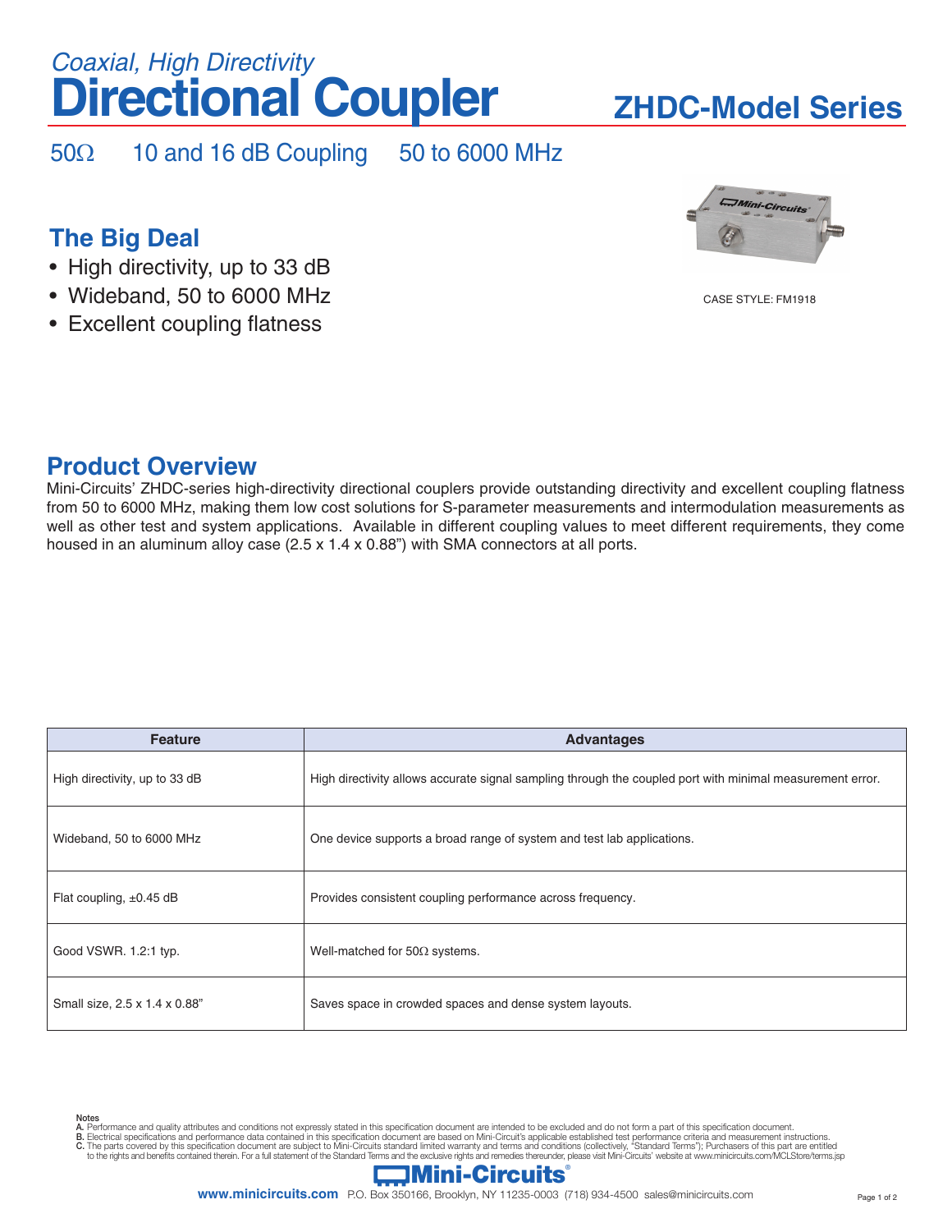*Coaxial, High Directivity*

# Directional Coupler

## ZHDC-Model Series

50Ω    10 and 16 dB Coupling    50 to 6000 MHz

CASE STYLE: FM1918

## The Big Deal

- High directivity, up to 33 dB
- Wideband, 50 to 6000 MHz
- Excellent coupling flatness

## Product Overview

Mini-Circuits' ZHDC-series high-directivity directional couplers provide outstanding directivity and excellent coupling flatness from 50 to 6000 MHz, making them low cost solutions for S-parameter measurements and intermodulation measurements as well as other test and system applications. Available in different coupling values to meet different requirements, they come housed in an aluminum alloy case (2.5 x 1.4 x 0.88") with SMA connectors at all ports.

| Feature | Advantages |
|---|---|
| High directivity, up to 33 dB | High directivity allows accurate signal sampling through the coupled port with minimal measurement error. |
| Wideband, 50 to 6000 MHz | One device supports a broad range of system and test lab applications. |
| Flat coupling, ±0.45 dB | Provides consistent coupling performance across frequency. |
| Good VSWR. 1.2:1 typ. | Well-matched for 50Ω systems. |
| Small size, 2.5 x 1.4 x 0.88" | Saves space in crowded spaces and dense system layouts. |

**Notes**
A. Performance and quality attributes and conditions not expressly stated in this specification document are intended to be excluded and do not form a part of this specification document.
B. Electrical specifications and performance data contained in this specification document are based on Mini-Circuit's applicable established test performance criteria and measurement instructions.
C. The parts covered by this specification document are subject to Mini-Circuits standard limited warranty and terms and conditions (collectively, "Standard Terms"); Purchasers of this part are entitled to the rights and benefits contained therein. For a full statement of the Standard Terms and the exclusive rights and remedies thereunder, please visit Mini-Circuits' website at www.minicircuits.com/MCLStore/terms.jsp

Mini-Circuits®

www.minicircuits.com P.O. Box 350166, Brooklyn, NY 11235-0003 (718) 934-4500 sales@minicircuits.com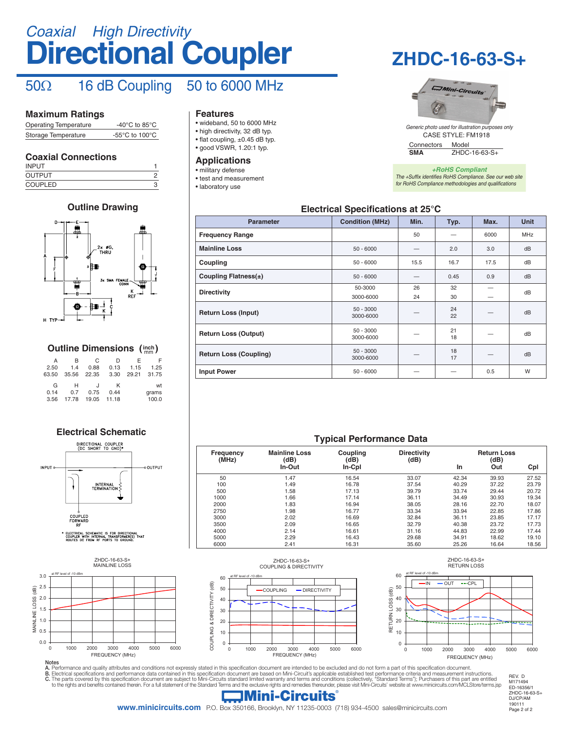# Coaxial High Directivity Directional Coupler

# ZHDC-16-63-S+

50Ω 16 dB Coupling 50 to 6000 MHz

## Maximum Ratings

| | |
|---|---|
| Operating Temperature | -40°C to 85°C |
| Storage Temperature | -55°C to 100°C |

## Coaxial Connections

| | |
|---|---|
| INPUT | 1 |
| OUTPUT | 2 |
| COUPLED | 3 |

## Features

- wideband, 50 to 6000 MHz
- high directivity, 32 dB typ.
- flat coupling, ±0.45 dB typ.
- good VSWR, 1.20:1 typ.

## Applications

- military defense
- test and measurement
- laboratory use

*Generic photo used for illustration purposes only*

CASE STYLE: FM1918

| Connectors | Model |
|---|---|
| SMA | ZHDC-16-63-S+ |

*+RoHS Compliant*

*The +Suffix identifies RoHS Compliance. See our web site for RoHS Compliance methodologies and qualifications*

## Outline Drawing

2x ØG, THRU

3x SMA FEMALE CONN

K REF

H TYP

## Outline Dimensions (inch / mm)

| A | B | C | D | E | F |
|---|---|---|---|---|---|
| 2.50 | 1.4 | 0.88 | 0.13 | 1.15 | 1.25 |
| 63.50 | 35.56 | 22.35 | 3.30 | 29.21 | 31.75 |

| G | H | J | K | wt |
|---|---|---|---|---|
| 0.14 | 0.7 | 0.75 | 0.44 | grams |
| 3.56 | 17.78 | 19.05 | 11.18 | 100.0 |

## Electrical Specifications at 25°C

| Parameter | Condition (MHz) | Min. | Typ. | Max. | Unit |
|---|---|---|---|---|---|
| Frequency Range | | 50 | — | 6000 | MHz |
| Mainline Loss | 50 - 6000 | — | 2.0 | 3.0 | dB |
| Coupling | 50 - 6000 | 15.5 | 16.7 | 17.5 | dB |
| Coupling Flatness(±) | 50 - 6000 | — | 0.45 | 0.9 | dB |
| Directivity | 50-3000<br>3000-6000 | 26<br>24 | 32<br>30 | —<br>— | dB |
| Return Loss (Input) | 50 - 3000<br>3000-6000 | — | 24<br>22 | — | dB |
| Return Loss (Output) | 50 - 3000<br>3000-6000 | — | 21<br>18 | — | dB |
| Return Loss (Coupling) | 50 - 3000<br>3000-6000 | — | 18<br>17 | — | dB |
| Input Power | 50 - 6000 | — | — | 0.5 | W |

## Electrical Schematic

DIRECTIONAL COUPLER (DC SHORT TO GND)*

INPUT

OUTPUT

INTERNAL TERMINATION

COUPLED FORWARD RF

* ELECTRICAL SCHEMATIC IS FOR DIRECTIONAL COUPLER WITH INTERNAL TRANSFORMER(S) THAT ROUTES DC FROM RF PORTS TO GROUND.

## Typical Performance Data

| Frequency (MHz) | Mainline Loss (dB) In-Out | Coupling (dB) In-Cpl | Directivity (dB) | Return Loss (dB) In | Out | Cpl |
|---|---|---|---|---|---|---|
| 50 | 1.47 | 16.54 | 33.07 | 42.34 | 39.93 | 27.52 |
| 100 | 1.49 | 16.78 | 37.54 | 40.29 | 37.22 | 23.79 |
| 500 | 1.58 | 17.13 | 39.79 | 33.74 | 29.44 | 20.72 |
| 1000 | 1.66 | 17.14 | 36.11 | 34.49 | 30.93 | 19.34 |
| 2000 | 1.83 | 16.94 | 38.05 | 28.16 | 22.70 | 18.07 |
| 2750 | 1.98 | 16.77 | 33.34 | 33.94 | 22.85 | 17.86 |
| 3000 | 2.02 | 16.69 | 32.84 | 36.11 | 23.85 | 17.17 |
| 3500 | 2.09 | 16.65 | 32.79 | 40.38 | 23.72 | 17.73 |
| 4000 | 2.14 | 16.61 | 31.16 | 44.83 | 22.99 | 17.44 |
| 5000 | 2.29 | 16.43 | 29.68 | 34.91 | 18.62 | 19.10 |
| 6000 | 2.41 | 16.31 | 35.60 | 25.26 | 16.64 | 18.56 |

ZHDC-16-63-S+
MAINLINE LOSS
at RF level of -10 dBm
MAINLINE LOSS (dB)
FREQUENCY (MHz)
0.0 0.5 1.0 1.5 2.0 2.5 3.0
0 1000 2000 3000 4000 5000 6000

ZHDC-16-63-S+
COUPLING & DIRECTIVITY
at RF level of -10 dBm
COUPLING — DIRECTIVITY
COUPLING & DIRECTIVITY (dB)
FREQUENCY (MHz)
0 10 20 30 40 50 60
0 1000 2000 3000 4000 5000 6000

ZHDC-16-63-S+
RETURN LOSS
at RF level of -10 dBm
IN — OUT — CPL
RETURN LOSS (dB)
FREQUENCY (MHz)
0 10 20 30 40 50 60
0 1000 2000 3000 4000 5000 6000

**Notes**

A. Performance and quality attributes and conditions not expressly stated in this specification document are intended to be excluded and do not form a part of this specification document.
B. Electrical specifications and performance data contained in this specification document are based on Mini-Circuit's applicable established test performance criteria and measurement instructions.
C. The parts covered by this specification document are subject to Mini-Circuits standard limited warranty and terms and conditions (collectively, "Standard Terms"); Purchasers of this part are entitled to the rights and benefits contained therein. For a full statement of the Standard Terms and the exclusive rights and remedies thereunder, please visit Mini-Circuits' website at www.minicircuits.com/MCLStore/terms.jsp

REV. D
M171494
ED-16356/1
ZHDC-16-63-S+
DJ/CP/AM
190111

Mini-Circuits®

www.minicircuits.com P.O. Box 350166, Brooklyn, NY 11235-0003 (718) 934-4500 sales@minicircuits.com